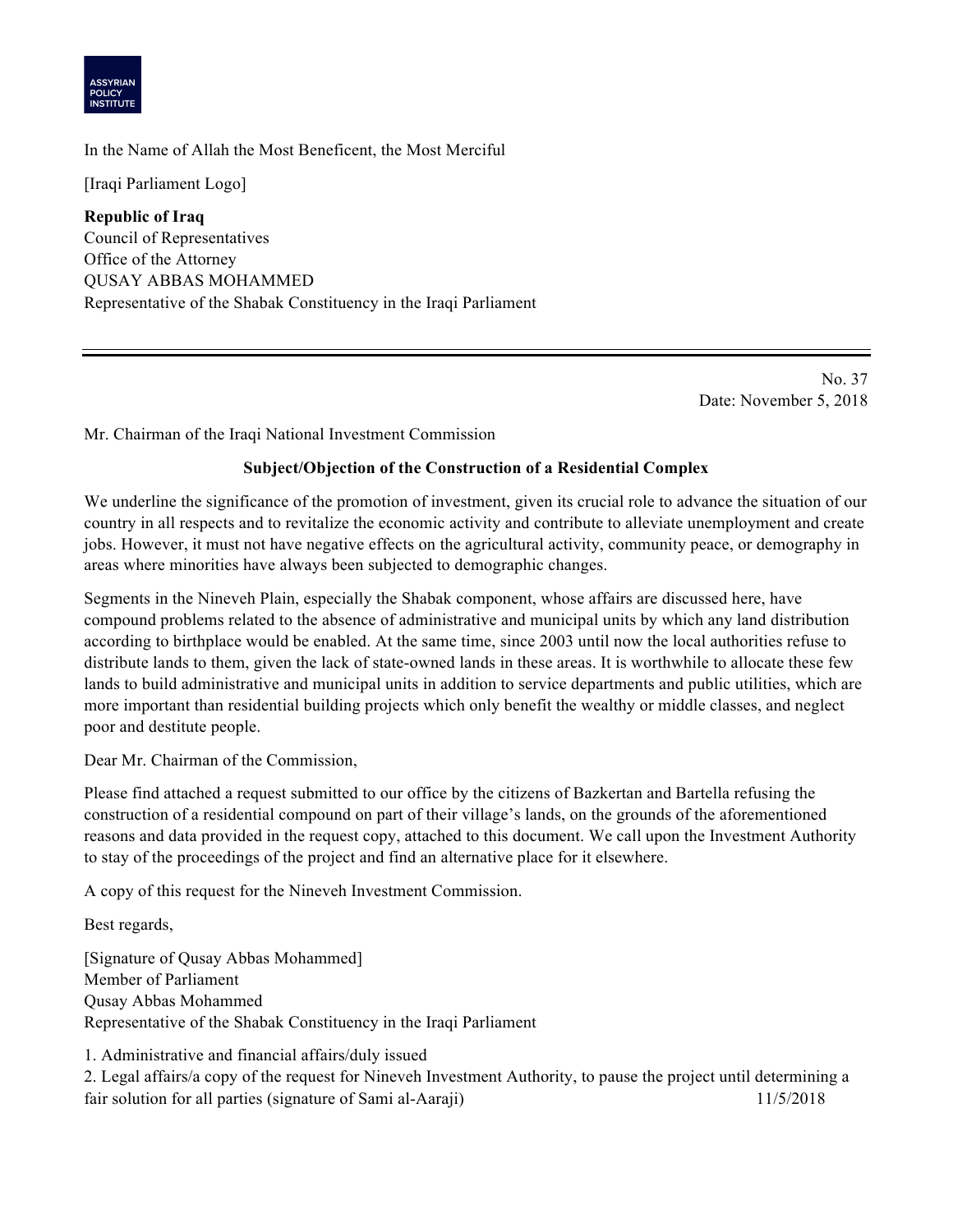ASSYRIAN POLICY INSTITUTE

In the Name of Allah the Most Beneficent, the Most Merciful

[Iraqi Parliament Logo]

**Republic of Iraq**
Council of Representatives
Office of the Attorney
QUSAY ABBAS MOHAMMED
Representative of the Shabak Constituency in the Iraqi Parliament

---

No. 37
Date: November 5, 2018

Mr. Chairman of the Iraqi National Investment Commission

**Subject/Objection of the Construction of a Residential Complex**

We underline the significance of the promotion of investment, given its crucial role to advance the situation of our country in all respects and to revitalize the economic activity and contribute to alleviate unemployment and create jobs. However, it must not have negative effects on the agricultural activity, community peace, or demography in areas where minorities have always been subjected to demographic changes.

Segments in the Nineveh Plain, especially the Shabak component, whose affairs are discussed here, have compound problems related to the absence of administrative and municipal units by which any land distribution according to birthplace would be enabled. At the same time, since 2003 until now the local authorities refuse to distribute lands to them, given the lack of state-owned lands in these areas. It is worthwhile to allocate these few lands to build administrative and municipal units in addition to service departments and public utilities, which are more important than residential building projects which only benefit the wealthy or middle classes, and neglect poor and destitute people.

Dear Mr. Chairman of the Commission,

Please find attached a request submitted to our office by the citizens of Bazkertan and Bartella refusing the construction of a residential compound on part of their village's lands, on the grounds of the aforementioned reasons and data provided in the request copy, attached to this document. We call upon the Investment Authority to stay of the proceedings of the project and find an alternative place for it elsewhere.

A copy of this request for the Nineveh Investment Commission.

Best regards,

[Signature of Qusay Abbas Mohammed]
Member of Parliament
Qusay Abbas Mohammed
Representative of the Shabak Constituency in the Iraqi Parliament

1. Administrative and financial affairs/duly issued
2. Legal affairs/a copy of the request for Nineveh Investment Authority, to pause the project until determining a fair solution for all parties (signature of Sami al-Aaraji) 11/5/2018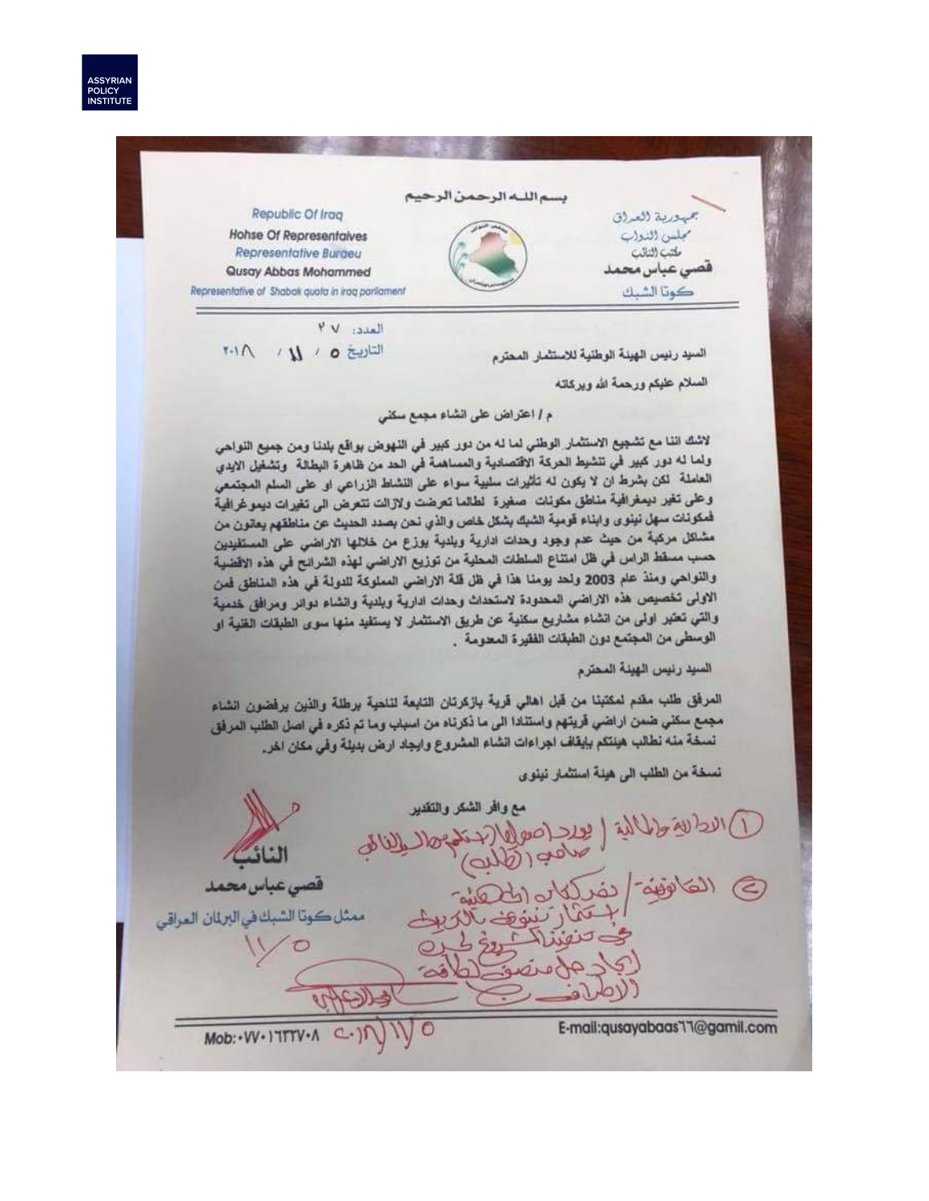بسم الله الرحمن الرحيم

Republic Of Iraq
Hohse Of Representaives
Representative Buraeu
Qusay Abbas Mohammed
Representative of Shabak quota in iraq parliament

جمهورية العراق
مجلس النواب
مكتب النائب
قصي عباس محمد
كوتا الشبك

العدد: ٢٧
التاريخ ٥ / ١١ / ٢٠١٨

السيد رئيس الهيئة الوطنية للاستثمار المحترم

السلام عليكم ورحمة الله وبركاته

م / اعتراض على انشاء مجمع سكني

لاشك اننا مع تشجيع الاستثمار الوطني لما له من دور كبير في النهوض بواقع بلدنا ومن جميع النواحي ولما له دور كبير في تنشيط الحركة الاقتصادية والمساهمة في الحد من ظاهرة البطالة وتشغيل الايدي العاملة لكن بشرط ان لا يكون له تأثيرات سلبية سواء على النشاط الزراعي او على السلم المجتمعي وعلى تغير ديمغرافية مناطق مكونات صغيرة لطالما تعرضت ولازالت تتعرض الى تغيرات ديموغرافية فمكونات سهل نينوى وابناء قومية الشبك بشكل خاص والذي نحن بصدد الحديث عن مناطقهم يعانون من مشاكل مركبة من حيث عدم وجود وحدات ادارية وبلدية يوزع من خلالها الاراضي على المستفيدين حسب مسقط الراس في ظل امتناع السلطات المحلية من توزيع الاراضي لهذه الشرائح في هذه الاقضية والنواحي ومنذ عام 2003 ولحد يومنا هذا في ظل قلة الاراضي المملوكة للدولة في هذه المناطق فمن الاولى تخصيص هذه الاراضي المحدودة لاستحداث وحدات ادارية وبلدية وانشاء دوائر ومرافق خدمية والتي تعتبر اولى من انشاء مشاريع سكنية عن طريق الاستثمار لا يستفيد منها سوى الطبقات الغنية او الوسطى من المجتمع دون الطبقات الفقيرة المعدومة .

السيد رئيس الهيئة المحترم

المرفق طلب مقدم لمكتبنا من قبل اهالي قرية بازكرتان التابعة لناحية برطلة والذين يرفضون انشاء مجمع سكني ضمن اراضي قريتهم واستنادا الى ما ذكرناه من اسباب وما تم ذكره في اصل الطلب المرفق نسخة منه نطالب هيئتكم بايقاف اجراءات انشاء المشروع وايجاد ارض بديلة وفي مكان اخر.

نسخة من الطلب الى هيئة استثمار نينوى

مع وافر الشكر والتقدير

النائب
قصي عباس محمد
ممثل كوتا الشبك في البرلمان العراقي

١١/٥

(١) الدائرة المالية / يورد اصولها ... صاحب (الطلب)

(٢) القانونية / ... استثمار نينوى ... في تنفيذ المشروع ... ايجاد حل منصف لكافة الاطراف

٢٠١٨/١١/٥

Mob: ٠٧٧٠١٦٣٣٧٠٨

E-mail:qusayabaas٦٦@gamil.com